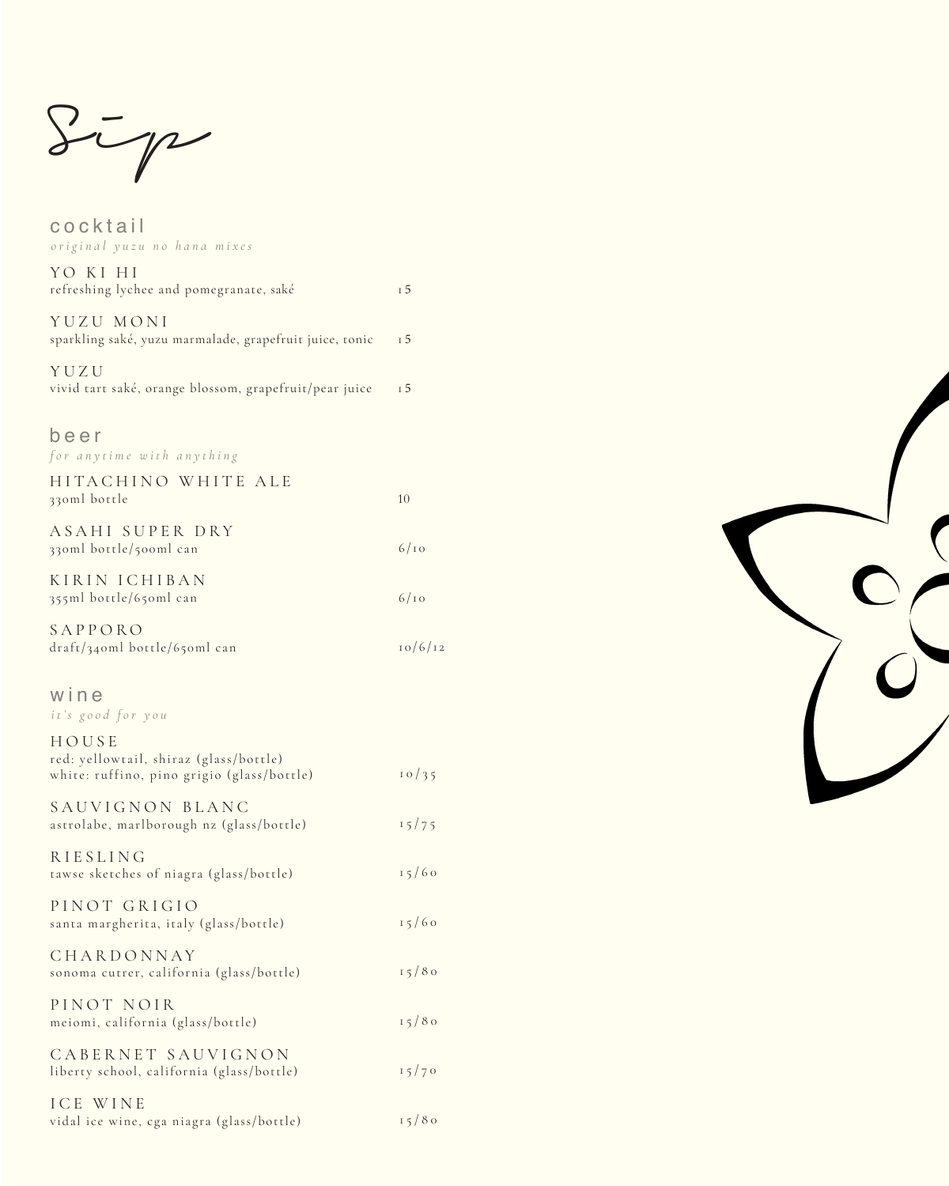# Sip

## cocktail

*original yuzu no hana mixes*

### YO KI HI
refreshing lychee and pomegranate, saké — 15

### YUZU MONI
sparkling saké, yuzu marmalade, grapefruit juice, tonic — 15

### YUZU
vivid tart saké, orange blossom, grapefruit/pear juice — 15

## beer

*for anytime with anything*

### HITACHINO WHITE ALE
330ml bottle — 10

### ASAHI SUPER DRY
330ml bottle/500ml can — 6/10

### KIRIN ICHIBAN
355ml bottle/650ml can — 6/10

### SAPPORO
draft/340ml bottle/650ml can — 10/6/12

## wine

*it's good for you*

### HOUSE
red: yellowtail, shiraz (glass/bottle)
white: ruffino, pino grigio (glass/bottle) — 10/35

### SAUVIGNON BLANC
astrolabe, marlborough nz (glass/bottle) — 15/75

### RIESLING
tawse sketches of niagra (glass/bottle) — 15/60

### PINOT GRIGIO
santa margherita, italy (glass/bottle) — 15/60

### CHARDONNAY
sonoma cutrer, california (glass/bottle) — 15/80

### PINOT NOIR
meiomi, california (glass/bottle) — 15/80

### CABERNET SAUVIGNON
liberty school, california (glass/bottle) — 15/70

### ICE WINE
vidal ice wine, cga niagra (glass/bottle) — 15/80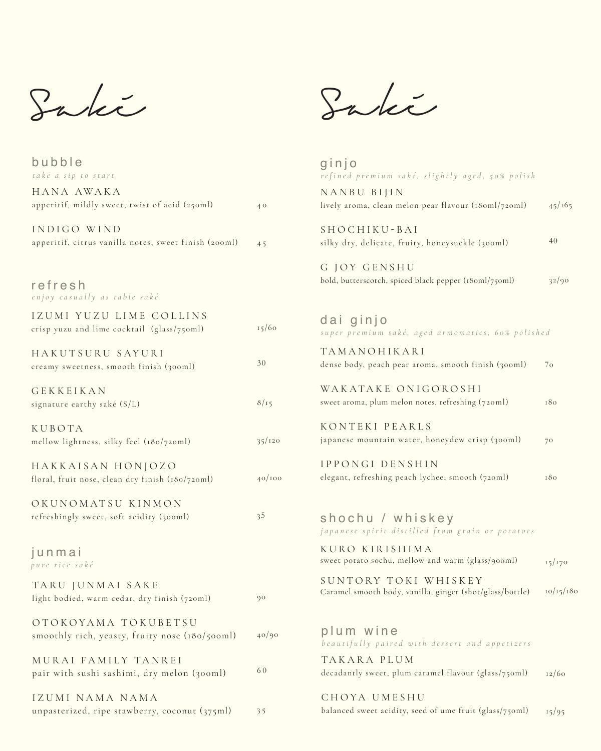# Saké

## bubble

*take a sip to start*

**HANA AWAKA** — 40
apperitif, mildly sweet, twist of acid (250ml)

**INDIGO WIND** — 45
apperitif, citrus vanilla notes, sweet finish (200ml)

## refresh

*enjoy casually as table saké*

**IZUMI YUZU LIME COLLINS** — 15/60
crisp yuzu and lime cocktail (glass/750ml)

**HAKUTSURU SAYURI** — 30
creamy sweetness, smooth finish (300ml)

**GEKKEIKAN** — 8/15
signature earthy saké (S/L)

**KUBOTA** — 35/120
mellow lightness, silky feel (180/720ml)

**HAKKAISAN HONJOZO** — 40/100
floral, fruit nose, clean dry finish (180/720ml)

**OKUNOMATSU KINMON** — 35
refreshingly sweet, soft acidity (300ml)

## junmai

*pure rice saké*

**TARU JUNMAI SAKE** — 90
light bodied, warm cedar, dry finish (720ml)

**OTOKOYAMA TOKUBETSU** — 40/90
smoothly rich, yeasty, fruity nose (180/500ml)

**MURAI FAMILY TANREI** — 60
pair with sushi sashimi, dry melon (300ml)

**IZUMI NAMA NAMA** — 35
unpasterized, ripe stawberry, coconut (375ml)

# Saké

## ginjo

*refined premium saké, slightly aged, 50% polish*

**NANBU BIJIN** — 45/165
lively aroma, clean melon pear flavour (180ml/720ml)

**SHOCHIKU-BAI** — 40
silky dry, delicate, fruity, honeysuckle (300ml)

**G JOY GENSHU** — 32/90
bold, butterscotch, spiced black pepper (180ml/750ml)

## dai ginjo

*super premium saké, aged armomatics, 60% polished*

**TAMANOHIKARI** — 70
dense body, peach pear aroma, smooth finish (300ml)

**WAKATAKE ONIGOROSHI** — 180
sweet aroma, plum melon notes, refreshing (720ml)

**KONTEKI PEARLS** — 70
japanese mountain water, honeydew crisp (300ml)

**IPPONGI DENSHIN** — 180
elegant, refreshing peach lychee, smooth (720ml)

## shochu / whiskey

*japanese spirit distilled from grain or potatoes*

**KURO KIRISHIMA** — 15/170
sweet potato sochu, mellow and warm (glass/900ml)

**SUNTORY TOKI WHISKEY** — 10/15/180
Caramel smooth body, vanilla, ginger (shot/glass/bottle)

## plum wine

*beautifully paired with dessert and appetizers*

**TAKARA PLUM** — 12/60
decadantly sweet, plum caramel flavour (glass/750ml)

**CHOYA UMESHU** — 15/95
balanced sweet acidity, seed of ume fruit (glass/750ml)